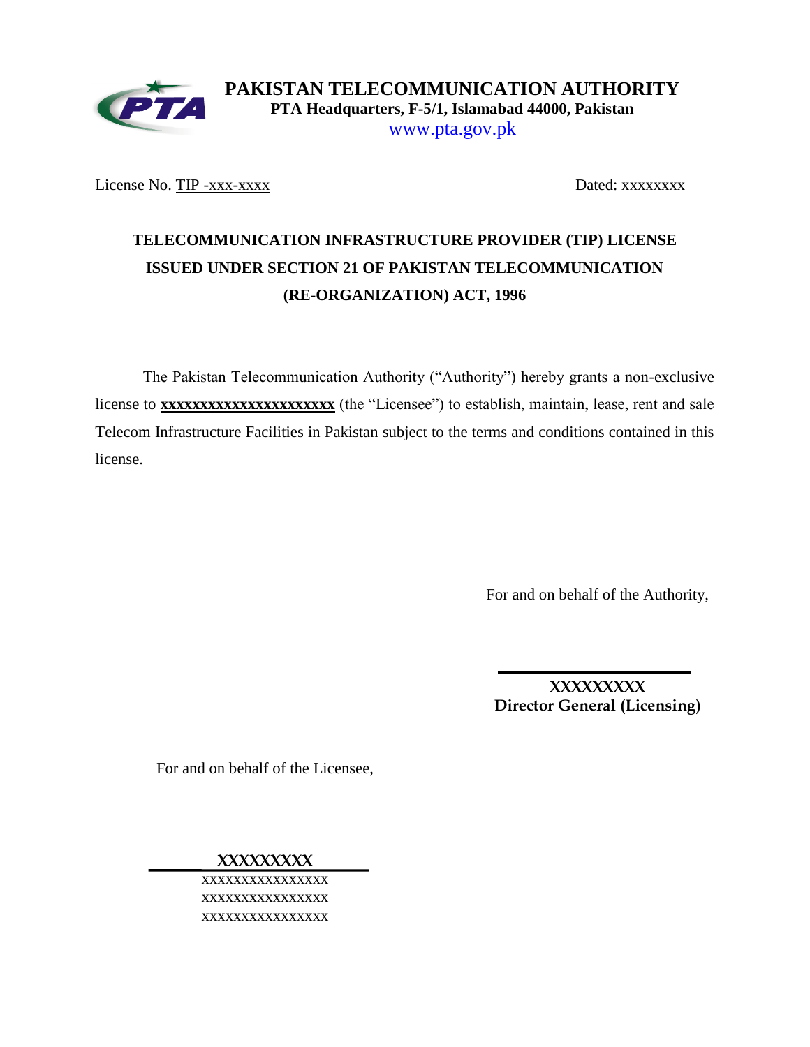**PAKISTAN TELECOMMUNICATION AUTHORITY**
**PTA Headquarters, F-5/1, Islamabad 44000, Pakistan**
www.pta.gov.pk

License No. TIP -xxx-xxxx                                                                 Dated: xxxxxxxx

# TELECOMMUNICATION INFRASTRUCTURE PROVIDER (TIP) LICENSE ISSUED UNDER SECTION 21 OF PAKISTAN TELECOMMUNICATION (RE-ORGANIZATION) ACT, 1996

The Pakistan Telecommunication Authority ("Authority") hereby grants a non-exclusive license to **xxxxxxxxxxxxxxxxxxxxxxx** (the "Licensee") to establish, maintain, lease, rent and sale Telecom Infrastructure Facilities in Pakistan subject to the terms and conditions contained in this license.

For and on behalf of the Authority,

**XXXXXXXXX**
**Director General (Licensing)**

For and on behalf of the Licensee,

**XXXXXXXXX**
xxxxxxxxxxxxxxxx
xxxxxxxxxxxxxxxx
xxxxxxxxxxxxxxxx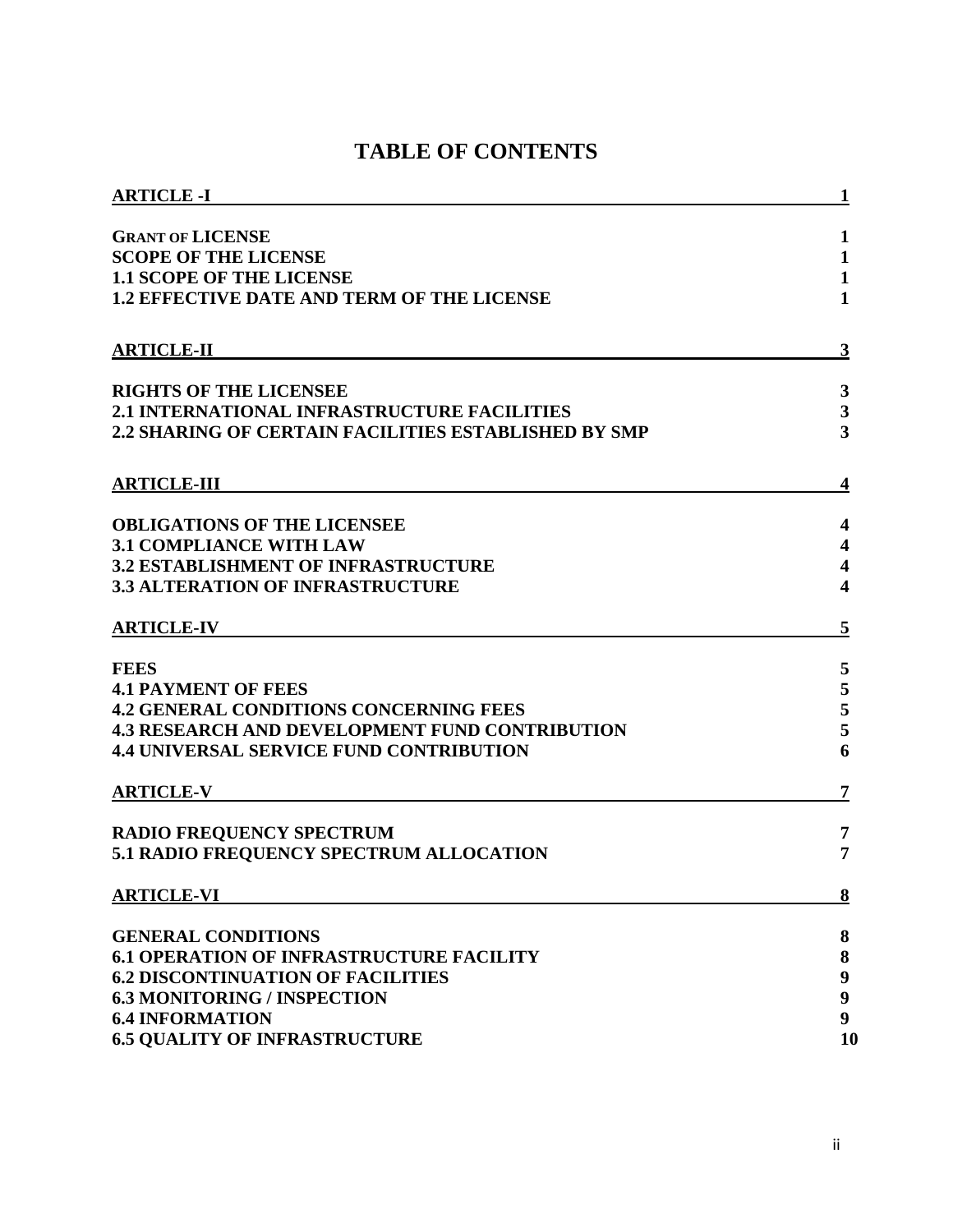# TABLE OF CONTENTS

| | |
|---|---|
| **ARTICLE -I** | **1** |
| **GRANT OF LICENSE** | **1** |
| **SCOPE OF THE LICENSE** | **1** |
| **1.1 SCOPE OF THE LICENSE** | **1** |
| **1.2 EFFECTIVE DATE AND TERM OF THE LICENSE** | **1** |
| **ARTICLE-II** | **3** |
| **RIGHTS OF THE LICENSEE** | **3** |
| **2.1 INTERNATIONAL INFRASTRUCTURE FACILITIES** | **3** |
| **2.2 SHARING OF CERTAIN FACILITIES ESTABLISHED BY SMP** | **3** |
| **ARTICLE-III** | **4** |
| **OBLIGATIONS OF THE LICENSEE** | **4** |
| **3.1 COMPLIANCE WITH LAW** | **4** |
| **3.2 ESTABLISHMENT OF INFRASTRUCTURE** | **4** |
| **3.3 ALTERATION OF INFRASTRUCTURE** | **4** |
| **ARTICLE-IV** | **5** |
| **FEES** | **5** |
| **4.1 PAYMENT OF FEES** | **5** |
| **4.2 GENERAL CONDITIONS CONCERNING FEES** | **5** |
| **4.3 RESEARCH AND DEVELOPMENT FUND CONTRIBUTION** | **5** |
| **4.4 UNIVERSAL SERVICE FUND CONTRIBUTION** | **6** |
| **ARTICLE-V** | **7** |
| **RADIO FREQUENCY SPECTRUM** | **7** |
| **5.1 RADIO FREQUENCY SPECTRUM ALLOCATION** | **7** |
| **ARTICLE-VI** | **8** |
| **GENERAL CONDITIONS** | **8** |
| **6.1 OPERATION OF INFRASTRUCTURE FACILITY** | **8** |
| **6.2 DISCONTINUATION OF FACILITIES** | **9** |
| **6.3 MONITORING / INSPECTION** | **9** |
| **6.4 INFORMATION** | **9** |
| **6.5 QUALITY OF INFRASTRUCTURE** | **10** |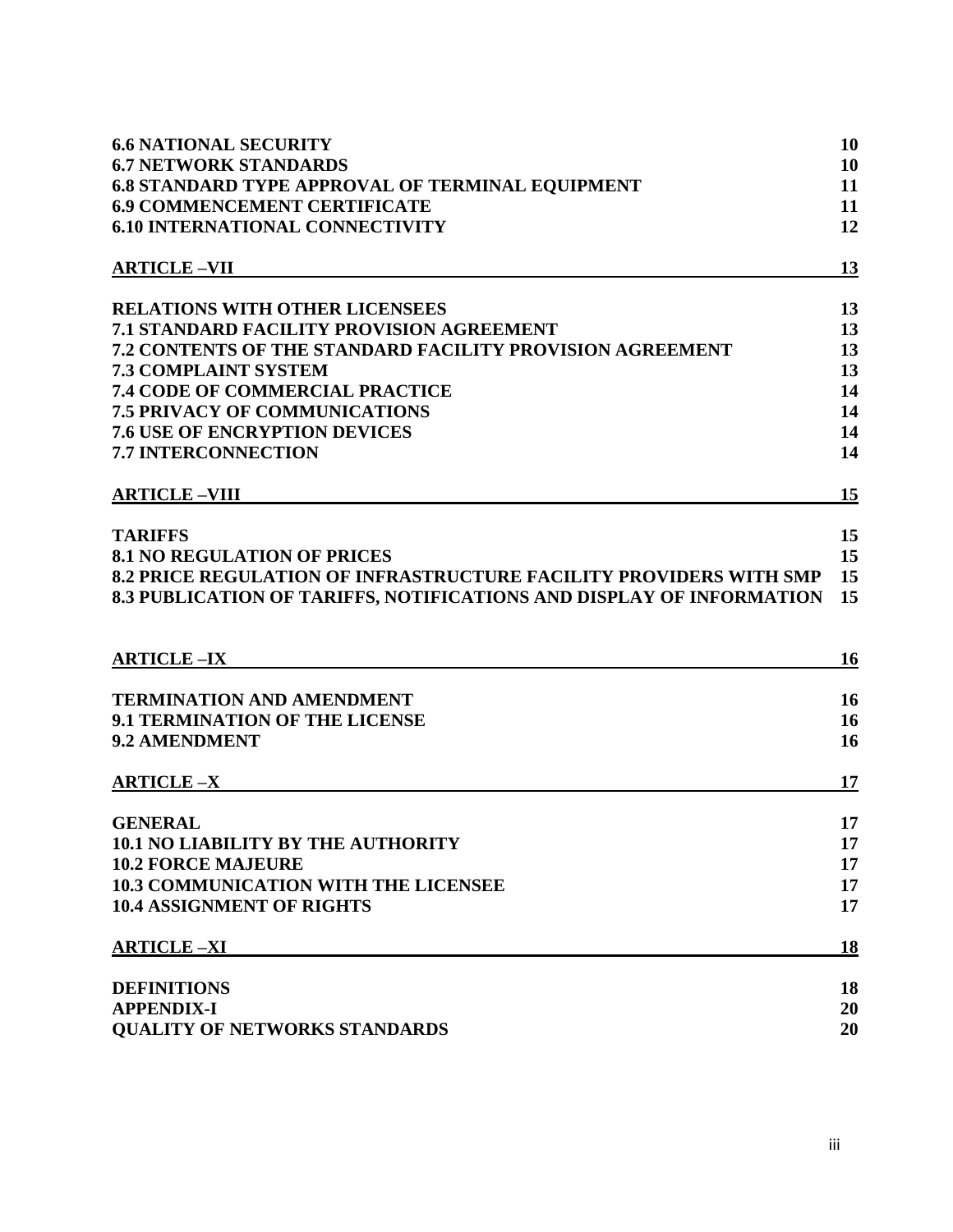**6.6 NATIONAL SECURITY** 10
**6.7 NETWORK STANDARDS** 10
**6.8 STANDARD TYPE APPROVAL OF TERMINAL EQUIPMENT** 11
**6.9 COMMENCEMENT CERTIFICATE** 11
**6.10 INTERNATIONAL CONNECTIVITY** 12

**ARTICLE –VII** 13

**RELATIONS WITH OTHER LICENSEES** 13
**7.1 STANDARD FACILITY PROVISION AGREEMENT** 13
**7.2 CONTENTS OF THE STANDARD FACILITY PROVISION AGREEMENT** 13
**7.3 COMPLAINT SYSTEM** 13
**7.4 CODE OF COMMERCIAL PRACTICE** 14
**7.5 PRIVACY OF COMMUNICATIONS** 14
**7.6 USE OF ENCRYPTION DEVICES** 14
**7.7 INTERCONNECTION** 14

**ARTICLE –VIII** 15

**TARIFFS** 15
**8.1 NO REGULATION OF PRICES** 15
**8.2 PRICE REGULATION OF INFRASTRUCTURE FACILITY PROVIDERS WITH SMP** 15
**8.3 PUBLICATION OF TARIFFS, NOTIFICATIONS AND DISPLAY OF INFORMATION** 15

**ARTICLE –IX** 16

**TERMINATION AND AMENDMENT** 16
**9.1 TERMINATION OF THE LICENSE** 16
**9.2 AMENDMENT** 16

**ARTICLE –X** 17

**GENERAL** 17
**10.1 NO LIABILITY BY THE AUTHORITY** 17
**10.2 FORCE MAJEURE** 17
**10.3 COMMUNICATION WITH THE LICENSEE** 17
**10.4 ASSIGNMENT OF RIGHTS** 17

**ARTICLE –XI** 18

**DEFINITIONS** 18
**APPENDIX-I** 20
**QUALITY OF NETWORKS STANDARDS** 20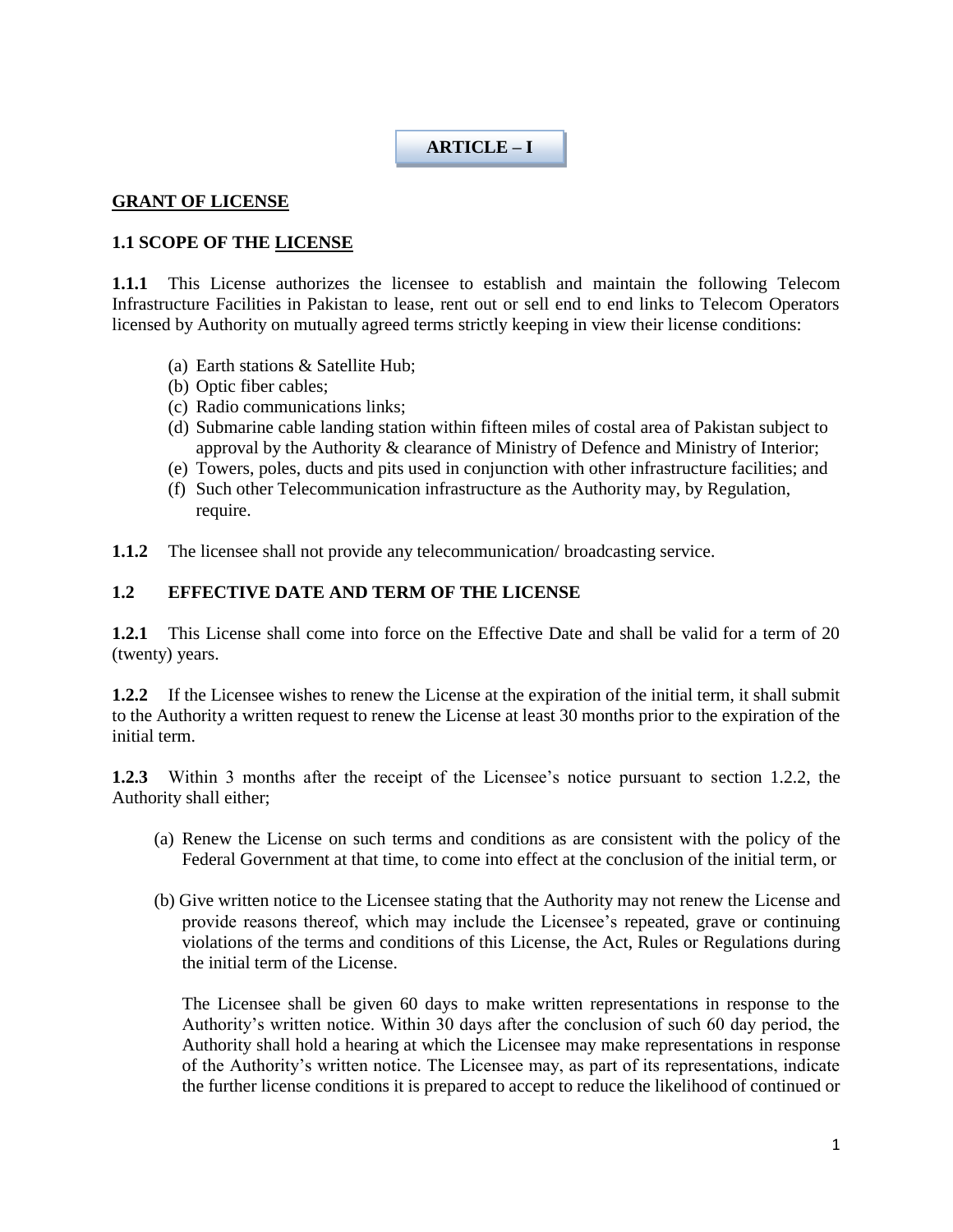# ARTICLE – I

## GRANT OF LICENSE

### 1.1 SCOPE OF THE LICENSE

**1.1.1** This License authorizes the licensee to establish and maintain the following Telecom Infrastructure Facilities in Pakistan to lease, rent out or sell end to end links to Telecom Operators licensed by Authority on mutually agreed terms strictly keeping in view their license conditions:

(a) Earth stations & Satellite Hub;
(b) Optic fiber cables;
(c) Radio communications links;
(d) Submarine cable landing station within fifteen miles of costal area of Pakistan subject to approval by the Authority & clearance of Ministry of Defence and Ministry of Interior;
(e) Towers, poles, ducts and pits used in conjunction with other infrastructure facilities; and
(f) Such other Telecommunication infrastructure as the Authority may, by Regulation, require.

**1.1.2** The licensee shall not provide any telecommunication/ broadcasting service.

### 1.2 EFFECTIVE DATE AND TERM OF THE LICENSE

**1.2.1** This License shall come into force on the Effective Date and shall be valid for a term of 20 (twenty) years.

**1.2.2** If the Licensee wishes to renew the License at the expiration of the initial term, it shall submit to the Authority a written request to renew the License at least 30 months prior to the expiration of the initial term.

**1.2.3** Within 3 months after the receipt of the Licensee's notice pursuant to section 1.2.2, the Authority shall either;

(a) Renew the License on such terms and conditions as are consistent with the policy of the Federal Government at that time, to come into effect at the conclusion of the initial term, or

(b) Give written notice to the Licensee stating that the Authority may not renew the License and provide reasons thereof, which may include the Licensee's repeated, grave or continuing violations of the terms and conditions of this License, the Act, Rules or Regulations during the initial term of the License.

The Licensee shall be given 60 days to make written representations in response to the Authority's written notice. Within 30 days after the conclusion of such 60 day period, the Authority shall hold a hearing at which the Licensee may make representations in response of the Authority's written notice. The Licensee may, as part of its representations, indicate the further license conditions it is prepared to accept to reduce the likelihood of continued or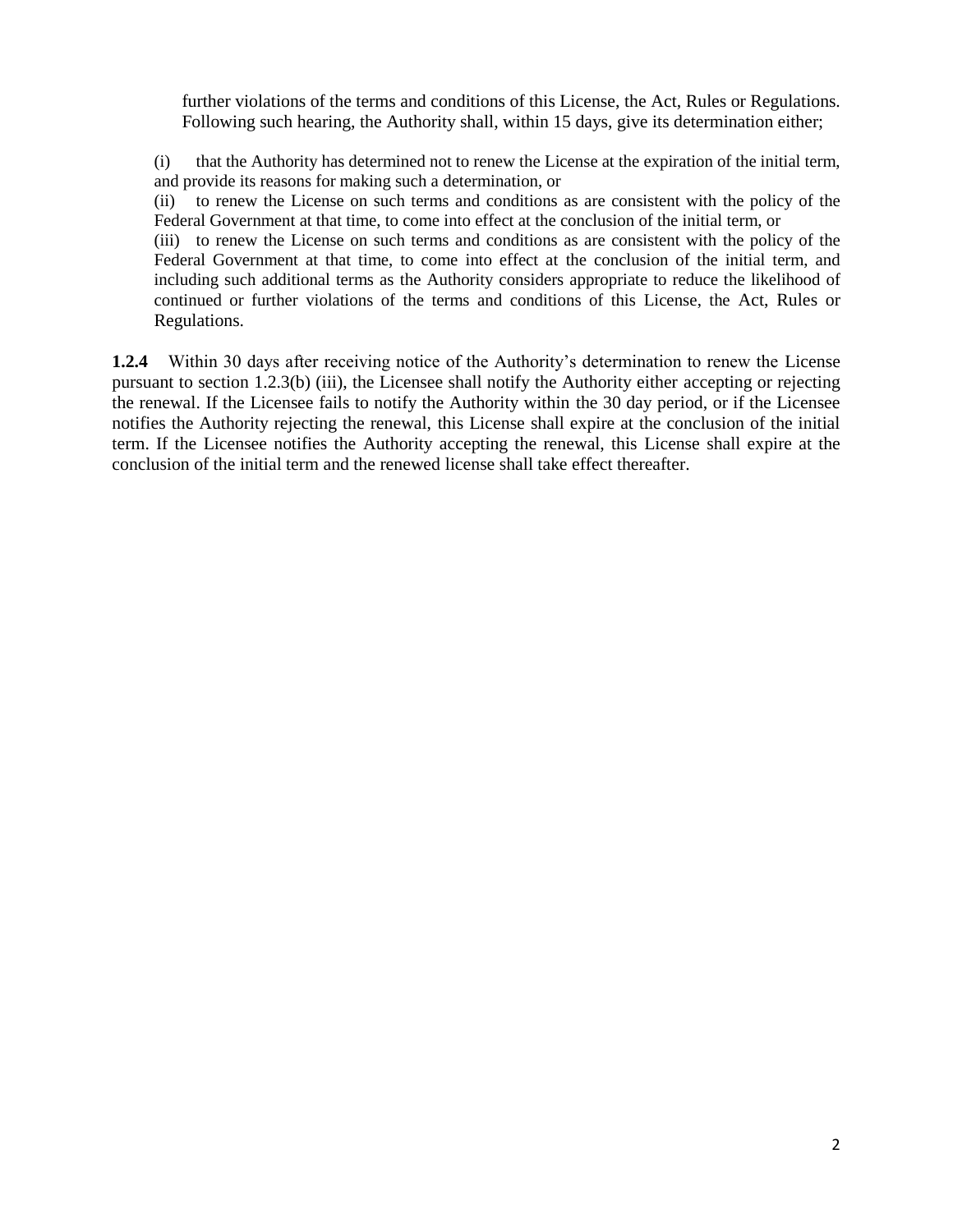further violations of the terms and conditions of this License, the Act, Rules or Regulations. Following such hearing, the Authority shall, within 15 days, give its determination either;

(i) that the Authority has determined not to renew the License at the expiration of the initial term, and provide its reasons for making such a determination, or

(ii) to renew the License on such terms and conditions as are consistent with the policy of the Federal Government at that time, to come into effect at the conclusion of the initial term, or

(iii) to renew the License on such terms and conditions as are consistent with the policy of the Federal Government at that time, to come into effect at the conclusion of the initial term, and including such additional terms as the Authority considers appropriate to reduce the likelihood of continued or further violations of the terms and conditions of this License, the Act, Rules or Regulations.

**1.2.4** Within 30 days after receiving notice of the Authority's determination to renew the License pursuant to section 1.2.3(b) (iii), the Licensee shall notify the Authority either accepting or rejecting the renewal. If the Licensee fails to notify the Authority within the 30 day period, or if the Licensee notifies the Authority rejecting the renewal, this License shall expire at the conclusion of the initial term. If the Licensee notifies the Authority accepting the renewal, this License shall expire at the conclusion of the initial term and the renewed license shall take effect thereafter.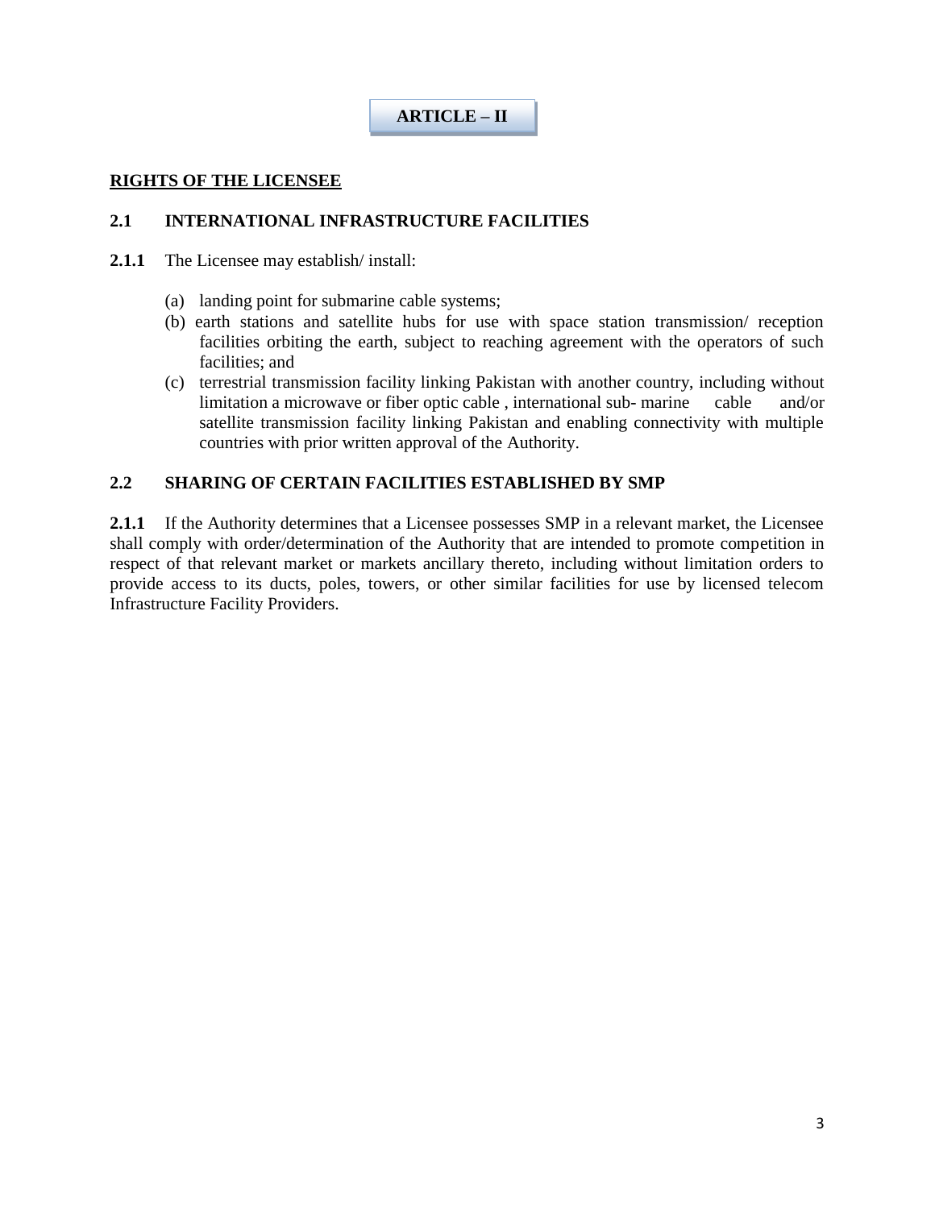# ARTICLE – II

## RIGHTS OF THE LICENSEE

### 2.1 INTERNATIONAL INFRASTRUCTURE FACILITIES

**2.1.1** The Licensee may establish/ install:

(a) landing point for submarine cable systems;

(b) earth stations and satellite hubs for use with space station transmission/ reception facilities orbiting the earth, subject to reaching agreement with the operators of such facilities; and

(c) terrestrial transmission facility linking Pakistan with another country, including without limitation a microwave or fiber optic cable , international sub- marine cable and/or satellite transmission facility linking Pakistan and enabling connectivity with multiple countries with prior written approval of the Authority.

### 2.2 SHARING OF CERTAIN FACILITIES ESTABLISHED BY SMP

**2.1.1** If the Authority determines that a Licensee possesses SMP in a relevant market, the Licensee shall comply with order/determination of the Authority that are intended to promote competition in respect of that relevant market or markets ancillary thereto, including without limitation orders to provide access to its ducts, poles, towers, or other similar facilities for use by licensed telecom Infrastructure Facility Providers.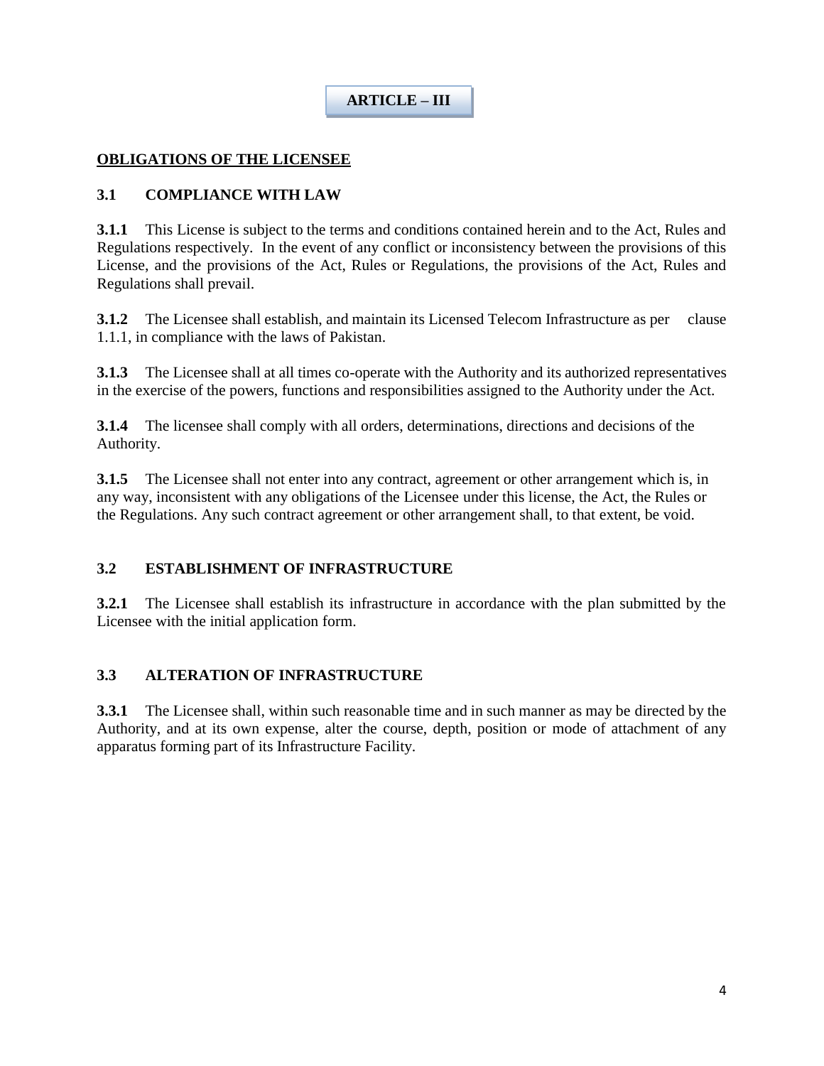## ARTICLE – III

### OBLIGATIONS OF THE LICENSEE

### 3.1 COMPLIANCE WITH LAW

**3.1.1** This License is subject to the terms and conditions contained herein and to the Act, Rules and Regulations respectively. In the event of any conflict or inconsistency between the provisions of this License, and the provisions of the Act, Rules or Regulations, the provisions of the Act, Rules and Regulations shall prevail.

**3.1.2** The Licensee shall establish, and maintain its Licensed Telecom Infrastructure as per clause 1.1.1, in compliance with the laws of Pakistan.

**3.1.3** The Licensee shall at all times co-operate with the Authority and its authorized representatives in the exercise of the powers, functions and responsibilities assigned to the Authority under the Act.

**3.1.4** The licensee shall comply with all orders, determinations, directions and decisions of the Authority.

**3.1.5** The Licensee shall not enter into any contract, agreement or other arrangement which is, in any way, inconsistent with any obligations of the Licensee under this license, the Act, the Rules or the Regulations. Any such contract agreement or other arrangement shall, to that extent, be void.

### 3.2 ESTABLISHMENT OF INFRASTRUCTURE

**3.2.1** The Licensee shall establish its infrastructure in accordance with the plan submitted by the Licensee with the initial application form.

### 3.3 ALTERATION OF INFRASTRUCTURE

**3.3.1** The Licensee shall, within such reasonable time and in such manner as may be directed by the Authority, and at its own expense, alter the course, depth, position or mode of attachment of any apparatus forming part of its Infrastructure Facility.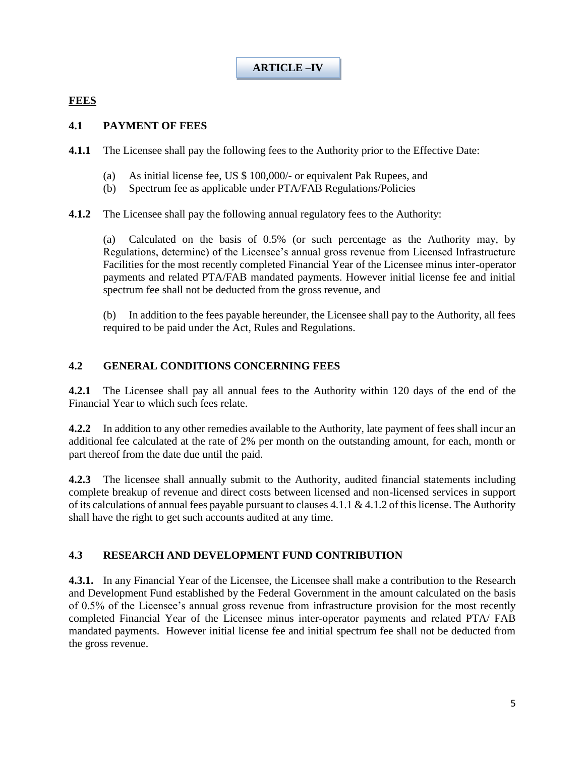## ARTICLE –IV

**FEES**

### 4.1 PAYMENT OF FEES

**4.1.1** The Licensee shall pay the following fees to the Authority prior to the Effective Date:

(a) As initial license fee, US $ 100,000/- or equivalent Pak Rupees, and
(b) Spectrum fee as applicable under PTA/FAB Regulations/Policies

**4.1.2** The Licensee shall pay the following annual regulatory fees to the Authority:

(a) Calculated on the basis of 0.5% (or such percentage as the Authority may, by Regulations, determine) of the Licensee's annual gross revenue from Licensed Infrastructure Facilities for the most recently completed Financial Year of the Licensee minus inter-operator payments and related PTA/FAB mandated payments. However initial license fee and initial spectrum fee shall not be deducted from the gross revenue, and

(b) In addition to the fees payable hereunder, the Licensee shall pay to the Authority, all fees required to be paid under the Act, Rules and Regulations.

### 4.2 GENERAL CONDITIONS CONCERNING FEES

**4.2.1** The Licensee shall pay all annual fees to the Authority within 120 days of the end of the Financial Year to which such fees relate.

**4.2.2** In addition to any other remedies available to the Authority, late payment of fees shall incur an additional fee calculated at the rate of 2% per month on the outstanding amount, for each, month or part thereof from the date due until the paid.

**4.2.3** The licensee shall annually submit to the Authority, audited financial statements including complete breakup of revenue and direct costs between licensed and non-licensed services in support of its calculations of annual fees payable pursuant to clauses 4.1.1 & 4.1.2 of this license. The Authority shall have the right to get such accounts audited at any time.

### 4.3 RESEARCH AND DEVELOPMENT FUND CONTRIBUTION

**4.3.1.** In any Financial Year of the Licensee, the Licensee shall make a contribution to the Research and Development Fund established by the Federal Government in the amount calculated on the basis of 0.5% of the Licensee's annual gross revenue from infrastructure provision for the most recently completed Financial Year of the Licensee minus inter-operator payments and related PTA/ FAB mandated payments. However initial license fee and initial spectrum fee shall not be deducted from the gross revenue.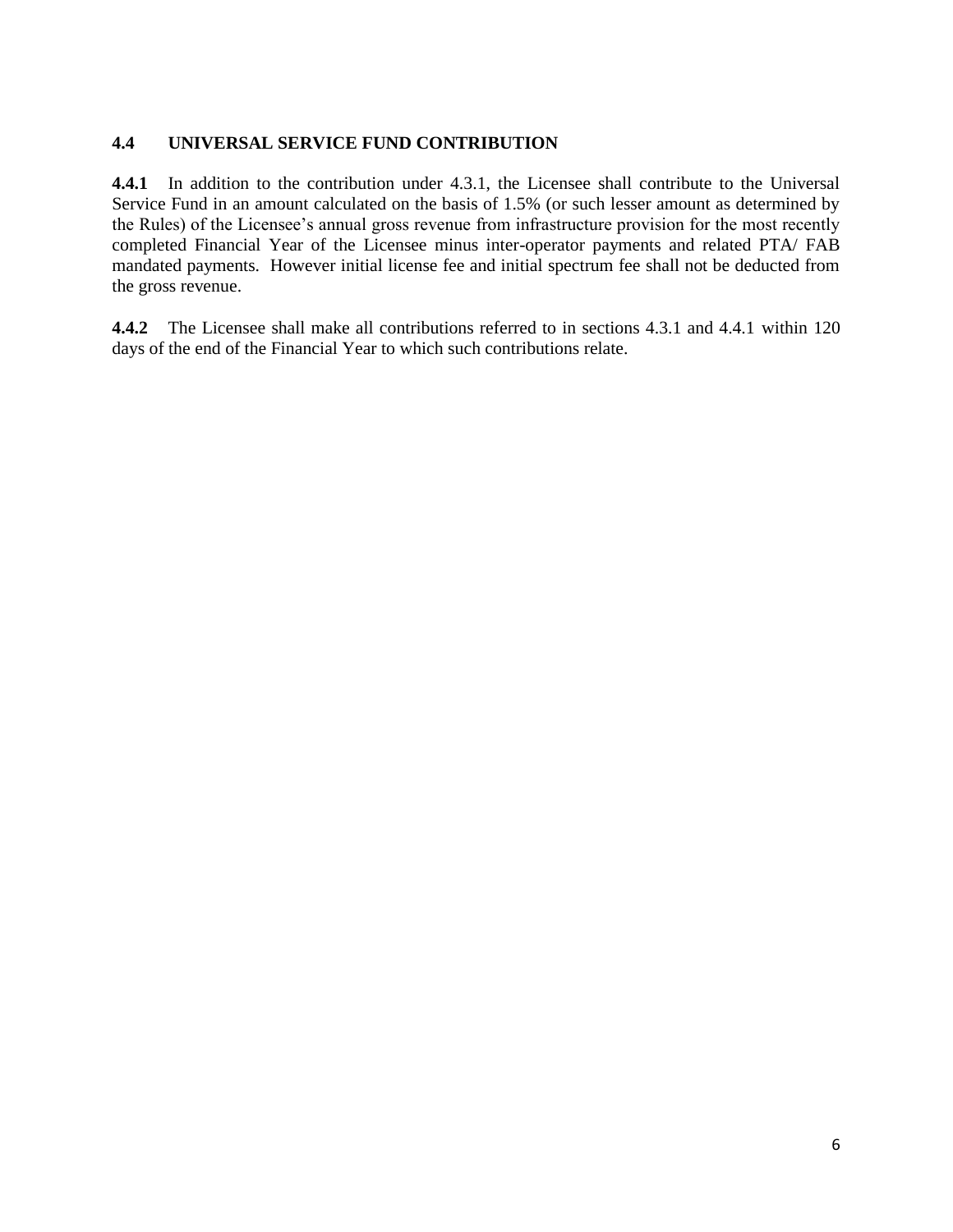### 4.4 UNIVERSAL SERVICE FUND CONTRIBUTION

**4.4.1** In addition to the contribution under 4.3.1, the Licensee shall contribute to the Universal Service Fund in an amount calculated on the basis of 1.5% (or such lesser amount as determined by the Rules) of the Licensee's annual gross revenue from infrastructure provision for the most recently completed Financial Year of the Licensee minus inter-operator payments and related PTA/ FAB mandated payments. However initial license fee and initial spectrum fee shall not be deducted from the gross revenue.

**4.4.2** The Licensee shall make all contributions referred to in sections 4.3.1 and 4.4.1 within 120 days of the end of the Financial Year to which such contributions relate.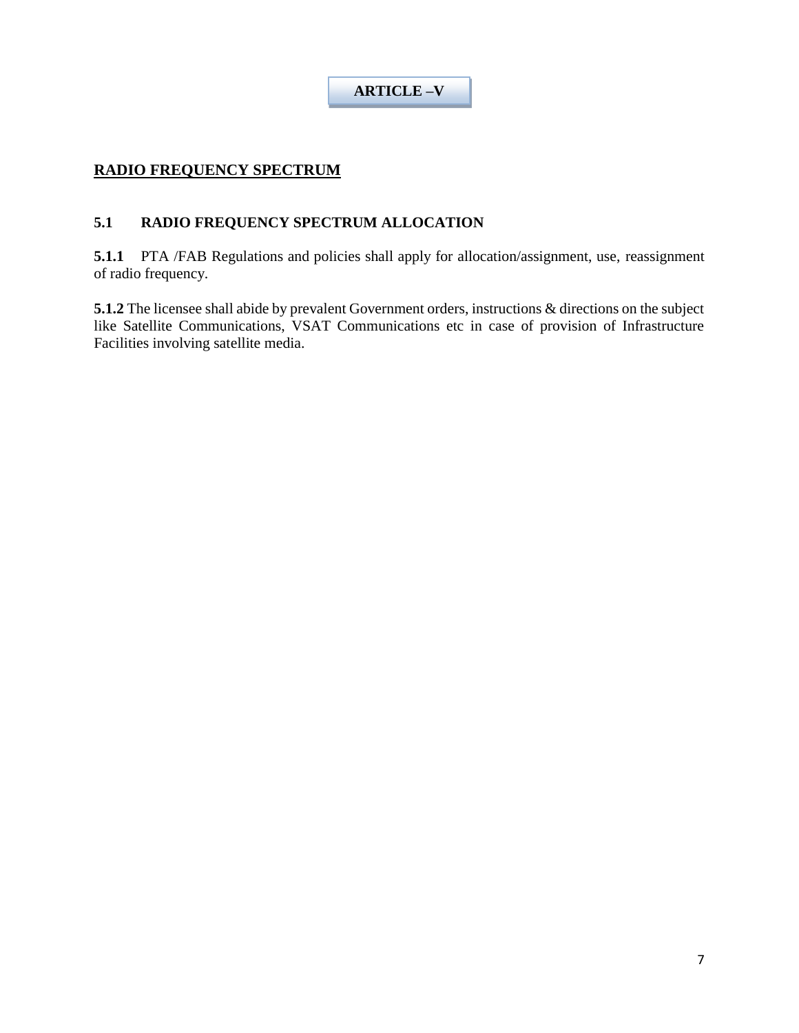# ARTICLE –V

## RADIO FREQUENCY SPECTRUM

### 5.1 RADIO FREQUENCY SPECTRUM ALLOCATION

**5.1.1** PTA /FAB Regulations and policies shall apply for allocation/assignment, use, reassignment of radio frequency.

**5.1.2** The licensee shall abide by prevalent Government orders, instructions & directions on the subject like Satellite Communications, VSAT Communications etc in case of provision of Infrastructure Facilities involving satellite media.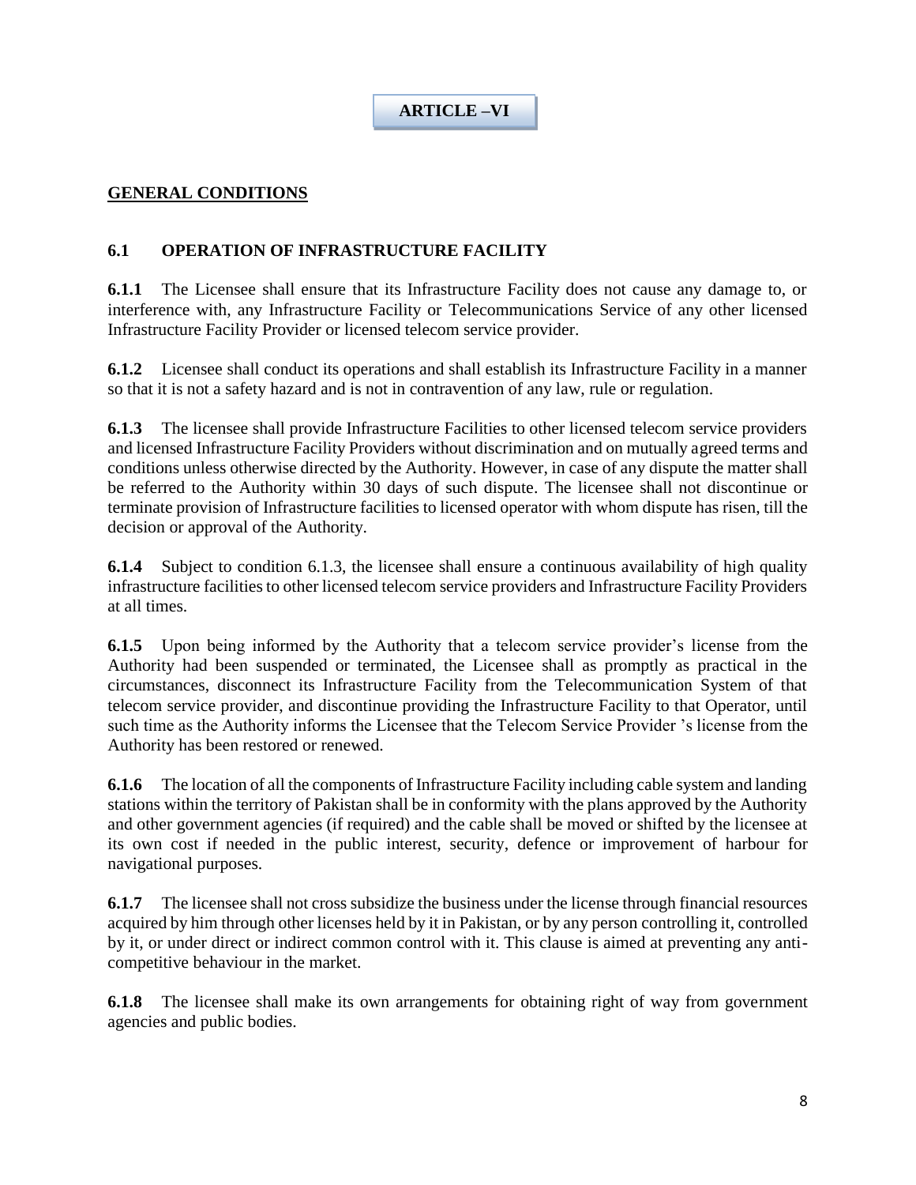# ARTICLE –VI

## GENERAL CONDITIONS

### 6.1 OPERATION OF INFRASTRUCTURE FACILITY

**6.1.1** The Licensee shall ensure that its Infrastructure Facility does not cause any damage to, or interference with, any Infrastructure Facility or Telecommunications Service of any other licensed Infrastructure Facility Provider or licensed telecom service provider.

**6.1.2** Licensee shall conduct its operations and shall establish its Infrastructure Facility in a manner so that it is not a safety hazard and is not in contravention of any law, rule or regulation.

**6.1.3** The licensee shall provide Infrastructure Facilities to other licensed telecom service providers and licensed Infrastructure Facility Providers without discrimination and on mutually agreed terms and conditions unless otherwise directed by the Authority. However, in case of any dispute the matter shall be referred to the Authority within 30 days of such dispute. The licensee shall not discontinue or terminate provision of Infrastructure facilities to licensed operator with whom dispute has risen, till the decision or approval of the Authority.

**6.1.4** Subject to condition 6.1.3, the licensee shall ensure a continuous availability of high quality infrastructure facilities to other licensed telecom service providers and Infrastructure Facility Providers at all times.

**6.1.5** Upon being informed by the Authority that a telecom service provider's license from the Authority had been suspended or terminated, the Licensee shall as promptly as practical in the circumstances, disconnect its Infrastructure Facility from the Telecommunication System of that telecom service provider, and discontinue providing the Infrastructure Facility to that Operator, until such time as the Authority informs the Licensee that the Telecom Service Provider 's license from the Authority has been restored or renewed.

**6.1.6** The location of all the components of Infrastructure Facility including cable system and landing stations within the territory of Pakistan shall be in conformity with the plans approved by the Authority and other government agencies (if required) and the cable shall be moved or shifted by the licensee at its own cost if needed in the public interest, security, defence or improvement of harbour for navigational purposes.

**6.1.7** The licensee shall not cross subsidize the business under the license through financial resources acquired by him through other licenses held by it in Pakistan, or by any person controlling it, controlled by it, or under direct or indirect common control with it. This clause is aimed at preventing any anti-competitive behaviour in the market.

**6.1.8** The licensee shall make its own arrangements for obtaining right of way from government agencies and public bodies.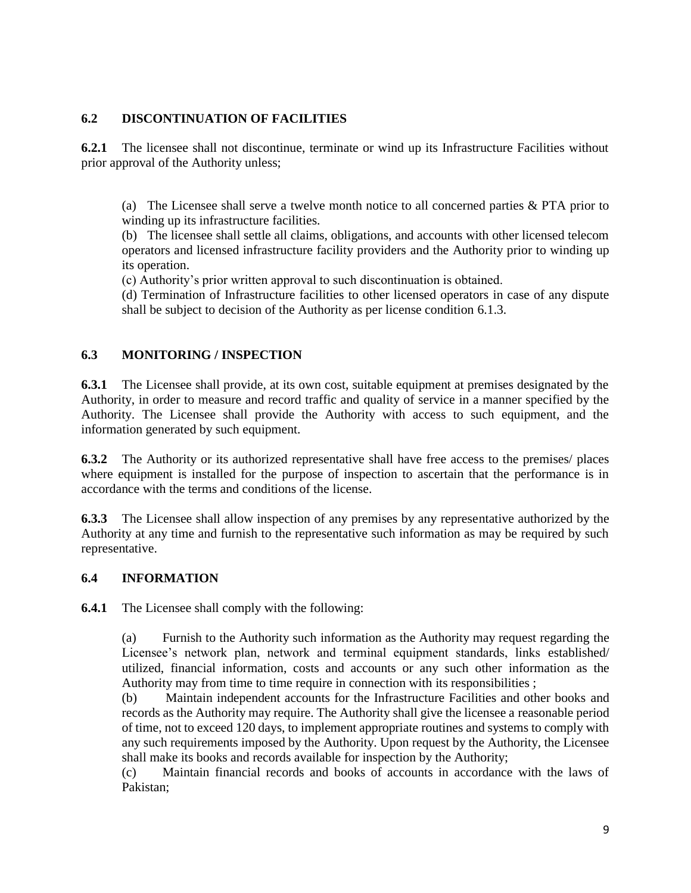### 6.2 DISCONTINUATION OF FACILITIES

**6.2.1** The licensee shall not discontinue, terminate or wind up its Infrastructure Facilities without prior approval of the Authority unless;

(a) The Licensee shall serve a twelve month notice to all concerned parties & PTA prior to winding up its infrastructure facilities.
(b) The licensee shall settle all claims, obligations, and accounts with other licensed telecom operators and licensed infrastructure facility providers and the Authority prior to winding up its operation.
(c) Authority's prior written approval to such discontinuation is obtained.
(d) Termination of Infrastructure facilities to other licensed operators in case of any dispute shall be subject to decision of the Authority as per license condition 6.1.3.

### 6.3 MONITORING / INSPECTION

**6.3.1** The Licensee shall provide, at its own cost, suitable equipment at premises designated by the Authority, in order to measure and record traffic and quality of service in a manner specified by the Authority. The Licensee shall provide the Authority with access to such equipment, and the information generated by such equipment.

**6.3.2** The Authority or its authorized representative shall have free access to the premises/ places where equipment is installed for the purpose of inspection to ascertain that the performance is in accordance with the terms and conditions of the license.

**6.3.3** The Licensee shall allow inspection of any premises by any representative authorized by the Authority at any time and furnish to the representative such information as may be required by such representative.

### 6.4 INFORMATION

**6.4.1** The Licensee shall comply with the following:

(a) Furnish to the Authority such information as the Authority may request regarding the Licensee's network plan, network and terminal equipment standards, links established/ utilized, financial information, costs and accounts or any such other information as the Authority may from time to time require in connection with its responsibilities ;
(b) Maintain independent accounts for the Infrastructure Facilities and other books and records as the Authority may require. The Authority shall give the licensee a reasonable period of time, not to exceed 120 days, to implement appropriate routines and systems to comply with any such requirements imposed by the Authority. Upon request by the Authority, the Licensee shall make its books and records available for inspection by the Authority;
(c) Maintain financial records and books of accounts in accordance with the laws of Pakistan;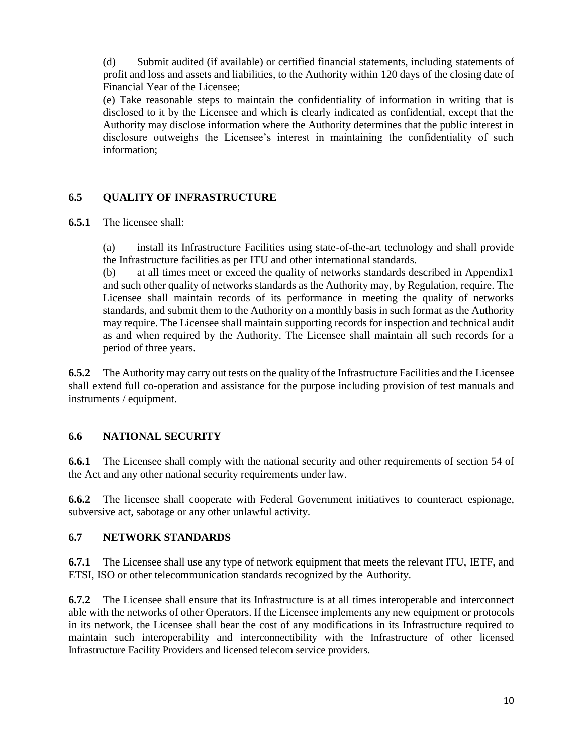(d) Submit audited (if available) or certified financial statements, including statements of profit and loss and assets and liabilities, to the Authority within 120 days of the closing date of Financial Year of the Licensee;

(e) Take reasonable steps to maintain the confidentiality of information in writing that is disclosed to it by the Licensee and which is clearly indicated as confidential, except that the Authority may disclose information where the Authority determines that the public interest in disclosure outweighs the Licensee's interest in maintaining the confidentiality of such information;

## 6.5 QUALITY OF INFRASTRUCTURE

**6.5.1** The licensee shall:

(a) install its Infrastructure Facilities using state-of-the-art technology and shall provide the Infrastructure facilities as per ITU and other international standards.

(b) at all times meet or exceed the quality of networks standards described in Appendix1 and such other quality of networks standards as the Authority may, by Regulation, require. The Licensee shall maintain records of its performance in meeting the quality of networks standards, and submit them to the Authority on a monthly basis in such format as the Authority may require. The Licensee shall maintain supporting records for inspection and technical audit as and when required by the Authority. The Licensee shall maintain all such records for a period of three years.

**6.5.2** The Authority may carry out tests on the quality of the Infrastructure Facilities and the Licensee shall extend full co-operation and assistance for the purpose including provision of test manuals and instruments / equipment.

## 6.6 NATIONAL SECURITY

**6.6.1** The Licensee shall comply with the national security and other requirements of section 54 of the Act and any other national security requirements under law.

**6.6.2** The licensee shall cooperate with Federal Government initiatives to counteract espionage, subversive act, sabotage or any other unlawful activity.

## 6.7 NETWORK STANDARDS

**6.7.1** The Licensee shall use any type of network equipment that meets the relevant ITU, IETF, and ETSI, ISO or other telecommunication standards recognized by the Authority.

**6.7.2** The Licensee shall ensure that its Infrastructure is at all times interoperable and interconnect able with the networks of other Operators. If the Licensee implements any new equipment or protocols in its network, the Licensee shall bear the cost of any modifications in its Infrastructure required to maintain such interoperability and interconnectibility with the Infrastructure of other licensed Infrastructure Facility Providers and licensed telecom service providers.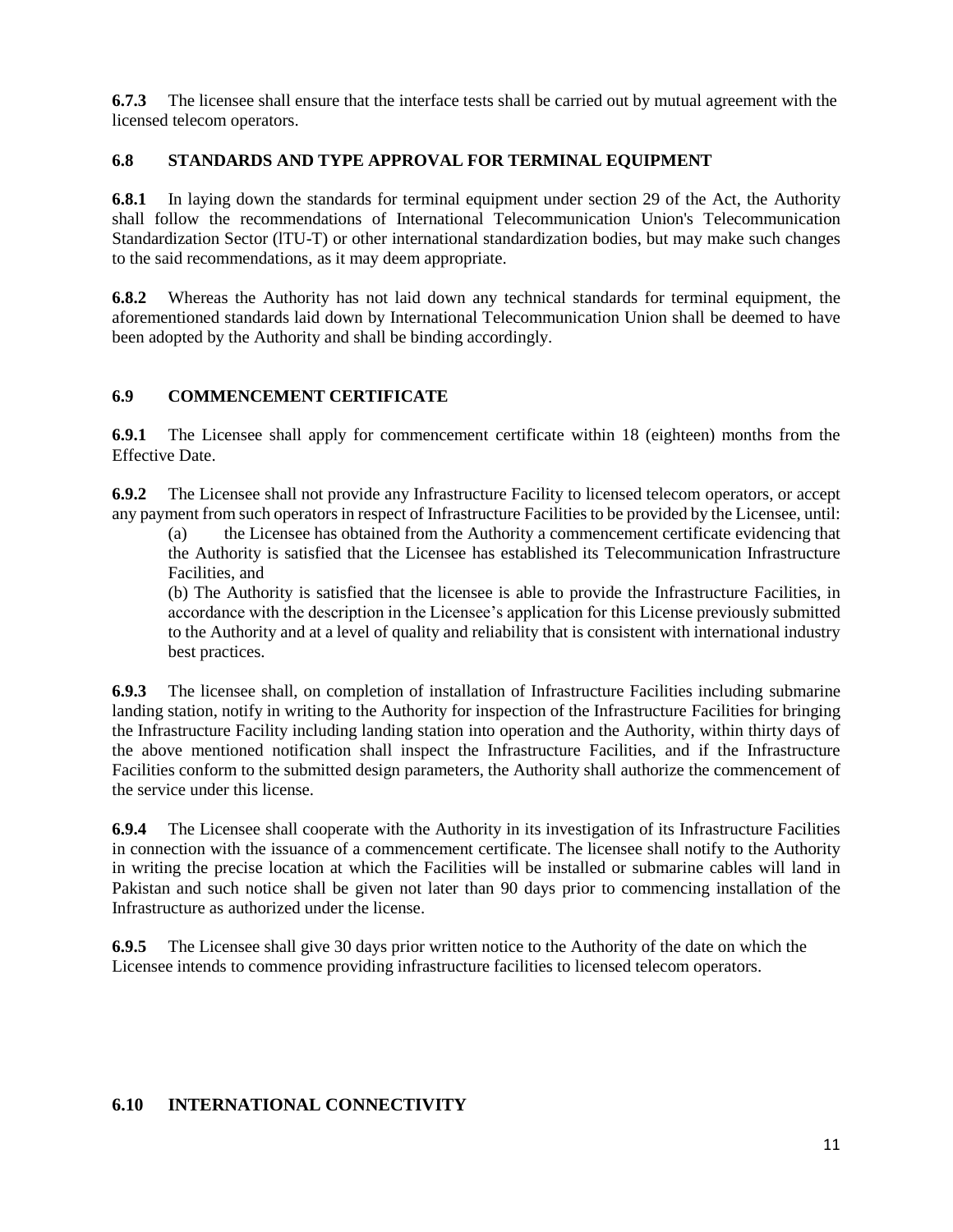**6.7.3** The licensee shall ensure that the interface tests shall be carried out by mutual agreement with the licensed telecom operators.

### 6.8 STANDARDS AND TYPE APPROVAL FOR TERMINAL EQUIPMENT

**6.8.1** In laying down the standards for terminal equipment under section 29 of the Act, the Authority shall follow the recommendations of International Telecommunication Union's Telecommunication Standardization Sector (lTU-T) or other international standardization bodies, but may make such changes to the said recommendations, as it may deem appropriate.

**6.8.2** Whereas the Authority has not laid down any technical standards for terminal equipment, the aforementioned standards laid down by International Telecommunication Union shall be deemed to have been adopted by the Authority and shall be binding accordingly.

### 6.9 COMMENCEMENT CERTIFICATE

**6.9.1** The Licensee shall apply for commencement certificate within 18 (eighteen) months from the Effective Date.

**6.9.2** The Licensee shall not provide any Infrastructure Facility to licensed telecom operators, or accept any payment from such operators in respect of Infrastructure Facilities to be provided by the Licensee, until:

(a) the Licensee has obtained from the Authority a commencement certificate evidencing that the Authority is satisfied that the Licensee has established its Telecommunication Infrastructure Facilities, and

(b) The Authority is satisfied that the licensee is able to provide the Infrastructure Facilities, in accordance with the description in the Licensee's application for this License previously submitted to the Authority and at a level of quality and reliability that is consistent with international industry best practices.

**6.9.3** The licensee shall, on completion of installation of Infrastructure Facilities including submarine landing station, notify in writing to the Authority for inspection of the Infrastructure Facilities for bringing the Infrastructure Facility including landing station into operation and the Authority, within thirty days of the above mentioned notification shall inspect the Infrastructure Facilities, and if the Infrastructure Facilities conform to the submitted design parameters, the Authority shall authorize the commencement of the service under this license.

**6.9.4** The Licensee shall cooperate with the Authority in its investigation of its Infrastructure Facilities in connection with the issuance of a commencement certificate. The licensee shall notify to the Authority in writing the precise location at which the Facilities will be installed or submarine cables will land in Pakistan and such notice shall be given not later than 90 days prior to commencing installation of the Infrastructure as authorized under the license.

**6.9.5** The Licensee shall give 30 days prior written notice to the Authority of the date on which the Licensee intends to commence providing infrastructure facilities to licensed telecom operators.

### 6.10 INTERNATIONAL CONNECTIVITY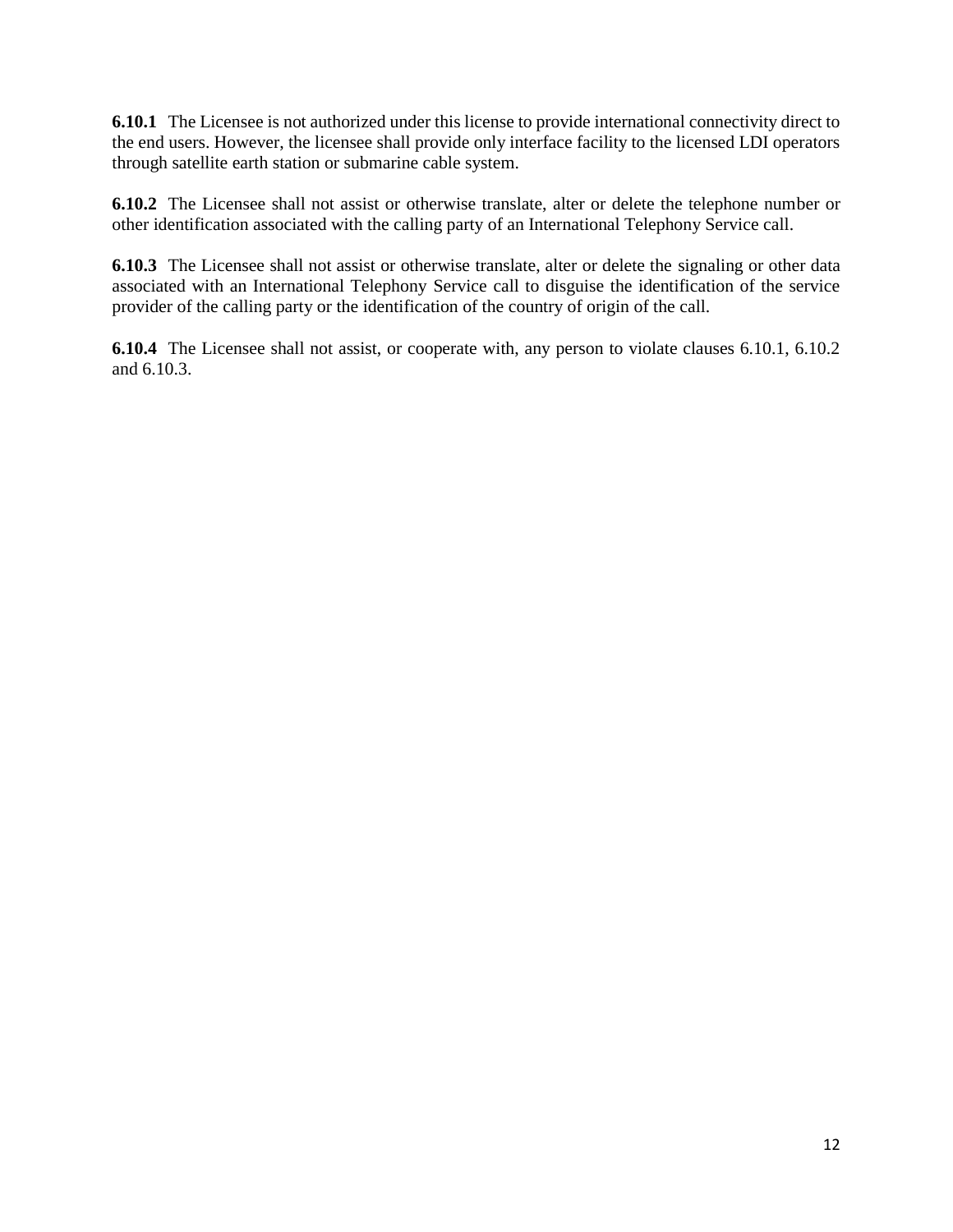**6.10.1** The Licensee is not authorized under this license to provide international connectivity direct to the end users. However, the licensee shall provide only interface facility to the licensed LDI operators through satellite earth station or submarine cable system.

**6.10.2** The Licensee shall not assist or otherwise translate, alter or delete the telephone number or other identification associated with the calling party of an International Telephony Service call.

**6.10.3** The Licensee shall not assist or otherwise translate, alter or delete the signaling or other data associated with an International Telephony Service call to disguise the identification of the service provider of the calling party or the identification of the country of origin of the call.

**6.10.4** The Licensee shall not assist, or cooperate with, any person to violate clauses 6.10.1, 6.10.2 and 6.10.3.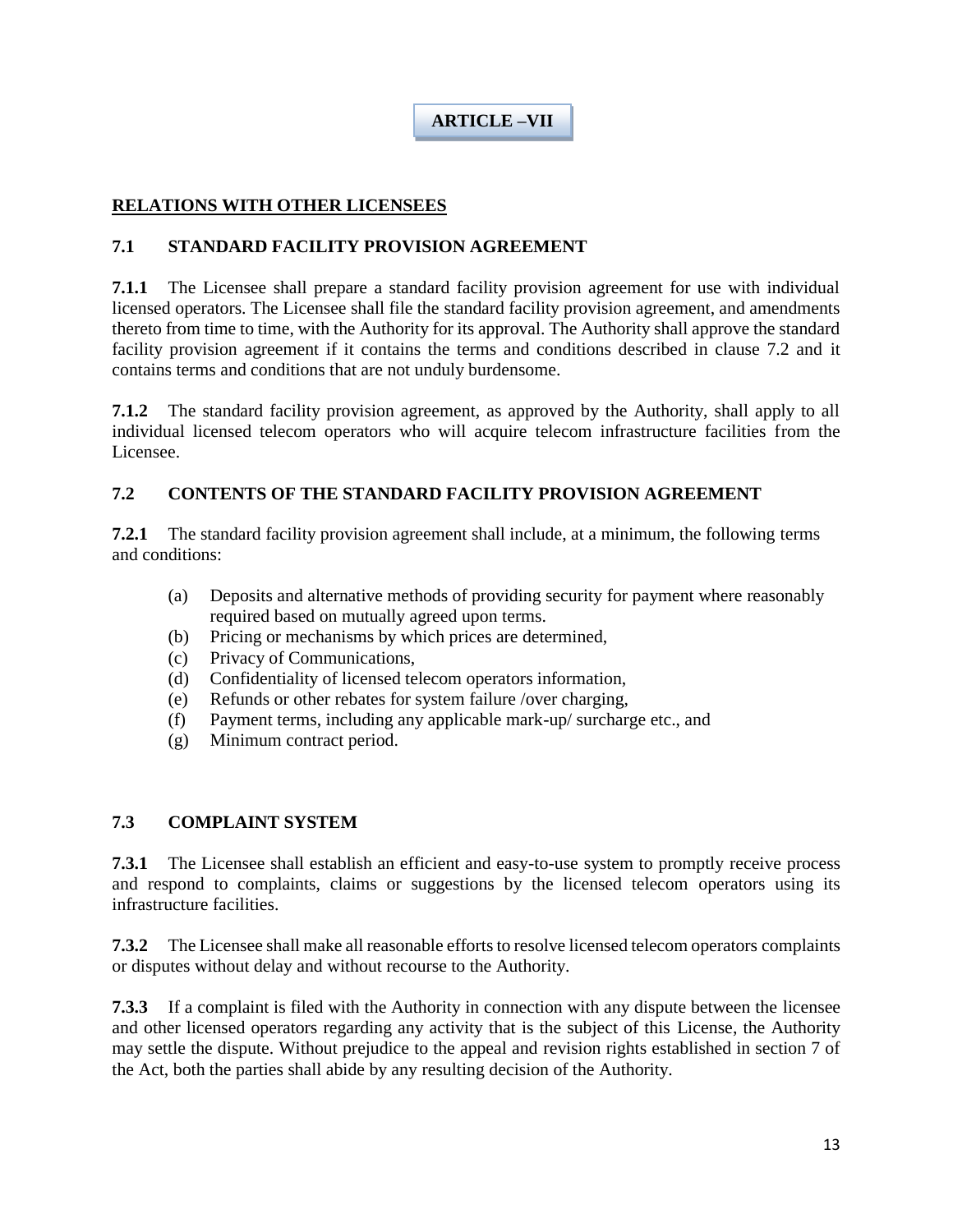# ARTICLE –VII

## RELATIONS WITH OTHER LICENSEES

### 7.1 STANDARD FACILITY PROVISION AGREEMENT

**7.1.1** The Licensee shall prepare a standard facility provision agreement for use with individual licensed operators. The Licensee shall file the standard facility provision agreement, and amendments thereto from time to time, with the Authority for its approval. The Authority shall approve the standard facility provision agreement if it contains the terms and conditions described in clause 7.2 and it contains terms and conditions that are not unduly burdensome.

**7.1.2** The standard facility provision agreement, as approved by the Authority, shall apply to all individual licensed telecom operators who will acquire telecom infrastructure facilities from the Licensee.

### 7.2 CONTENTS OF THE STANDARD FACILITY PROVISION AGREEMENT

**7.2.1** The standard facility provision agreement shall include, at a minimum, the following terms and conditions:

(a) Deposits and alternative methods of providing security for payment where reasonably required based on mutually agreed upon terms.
(b) Pricing or mechanisms by which prices are determined,
(c) Privacy of Communications,
(d) Confidentiality of licensed telecom operators information,
(e) Refunds or other rebates for system failure /over charging,
(f) Payment terms, including any applicable mark-up/ surcharge etc., and
(g) Minimum contract period.

### 7.3 COMPLAINT SYSTEM

**7.3.1** The Licensee shall establish an efficient and easy-to-use system to promptly receive process and respond to complaints, claims or suggestions by the licensed telecom operators using its infrastructure facilities.

**7.3.2** The Licensee shall make all reasonable efforts to resolve licensed telecom operators complaints or disputes without delay and without recourse to the Authority.

**7.3.3** If a complaint is filed with the Authority in connection with any dispute between the licensee and other licensed operators regarding any activity that is the subject of this License, the Authority may settle the dispute. Without prejudice to the appeal and revision rights established in section 7 of the Act, both the parties shall abide by any resulting decision of the Authority.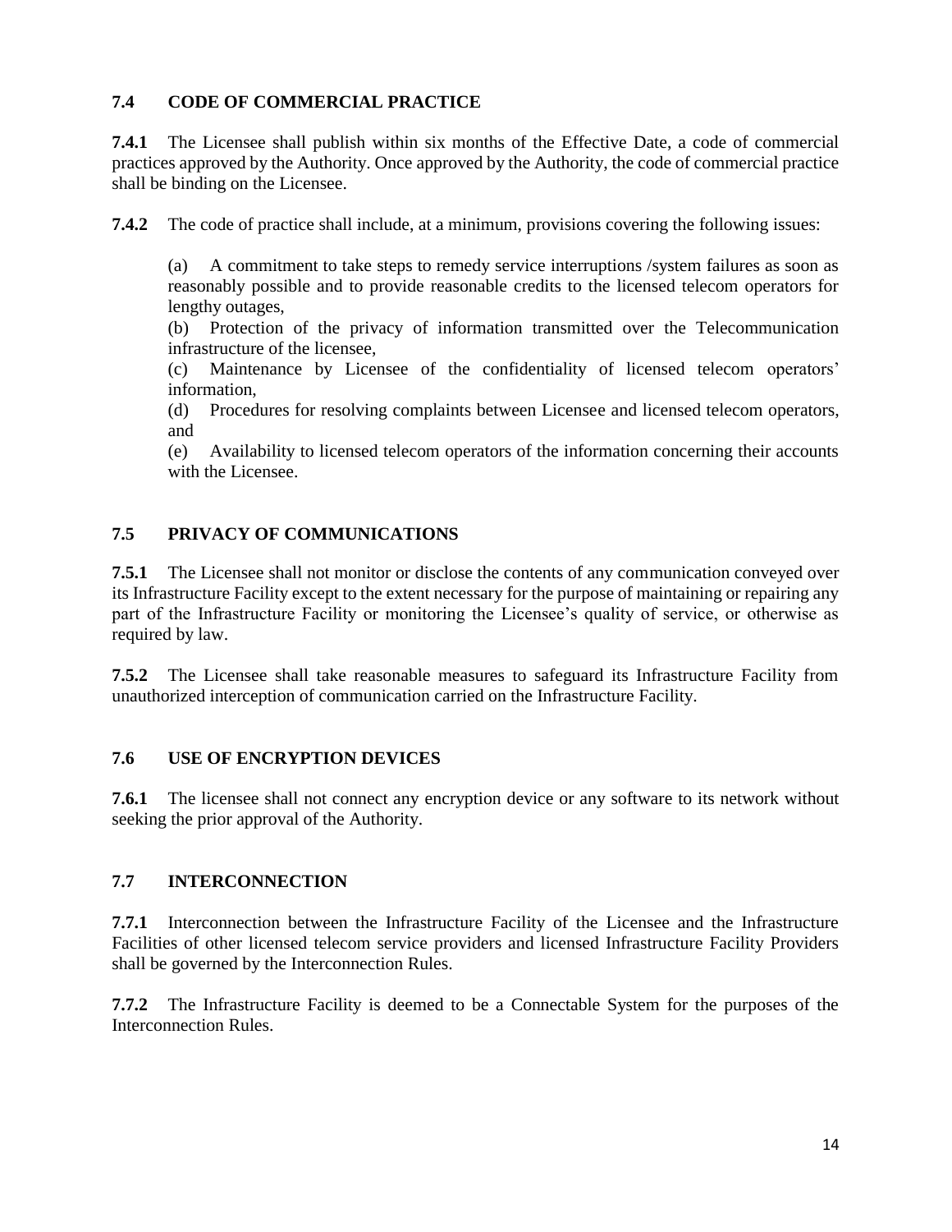## 7.4 CODE OF COMMERCIAL PRACTICE

**7.4.1** The Licensee shall publish within six months of the Effective Date, a code of commercial practices approved by the Authority. Once approved by the Authority, the code of commercial practice shall be binding on the Licensee.

**7.4.2** The code of practice shall include, at a minimum, provisions covering the following issues:

(a) A commitment to take steps to remedy service interruptions /system failures as soon as reasonably possible and to provide reasonable credits to the licensed telecom operators for lengthy outages,
(b) Protection of the privacy of information transmitted over the Telecommunication infrastructure of the licensee,
(c) Maintenance by Licensee of the confidentiality of licensed telecom operators' information,
(d) Procedures for resolving complaints between Licensee and licensed telecom operators, and
(e) Availability to licensed telecom operators of the information concerning their accounts with the Licensee.

## 7.5 PRIVACY OF COMMUNICATIONS

**7.5.1** The Licensee shall not monitor or disclose the contents of any communication conveyed over its Infrastructure Facility except to the extent necessary for the purpose of maintaining or repairing any part of the Infrastructure Facility or monitoring the Licensee's quality of service, or otherwise as required by law.

**7.5.2** The Licensee shall take reasonable measures to safeguard its Infrastructure Facility from unauthorized interception of communication carried on the Infrastructure Facility.

## 7.6 USE OF ENCRYPTION DEVICES

**7.6.1** The licensee shall not connect any encryption device or any software to its network without seeking the prior approval of the Authority.

## 7.7 INTERCONNECTION

**7.7.1** Interconnection between the Infrastructure Facility of the Licensee and the Infrastructure Facilities of other licensed telecom service providers and licensed Infrastructure Facility Providers shall be governed by the Interconnection Rules.

**7.7.2** The Infrastructure Facility is deemed to be a Connectable System for the purposes of the Interconnection Rules.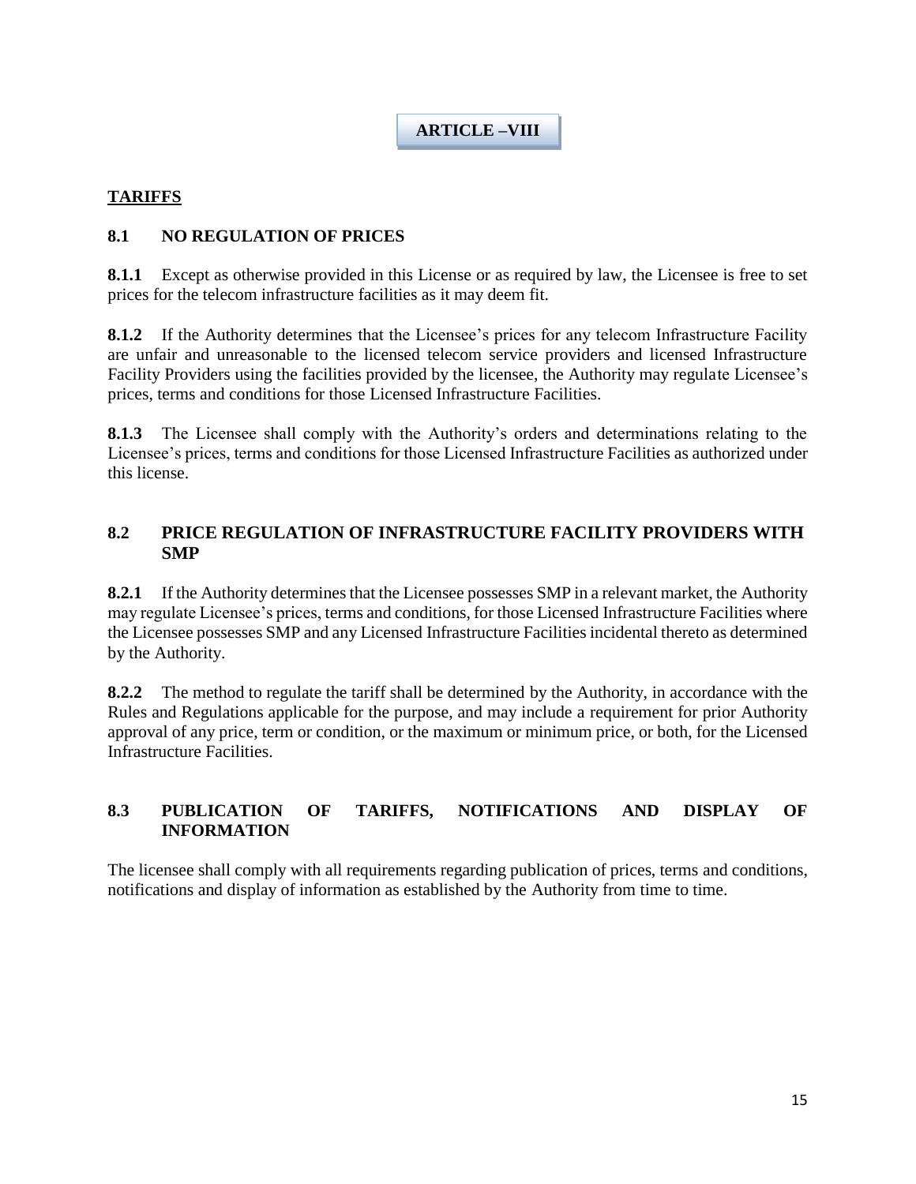# ARTICLE –VIII

## TARIFFS

### 8.1 NO REGULATION OF PRICES

**8.1.1** Except as otherwise provided in this License or as required by law, the Licensee is free to set prices for the telecom infrastructure facilities as it may deem fit.

**8.1.2** If the Authority determines that the Licensee's prices for any telecom Infrastructure Facility are unfair and unreasonable to the licensed telecom service providers and licensed Infrastructure Facility Providers using the facilities provided by the licensee, the Authority may regulate Licensee's prices, terms and conditions for those Licensed Infrastructure Facilities.

**8.1.3** The Licensee shall comply with the Authority's orders and determinations relating to the Licensee's prices, terms and conditions for those Licensed Infrastructure Facilities as authorized under this license.

### 8.2 PRICE REGULATION OF INFRASTRUCTURE FACILITY PROVIDERS WITH SMP

**8.2.1** If the Authority determines that the Licensee possesses SMP in a relevant market, the Authority may regulate Licensee's prices, terms and conditions, for those Licensed Infrastructure Facilities where the Licensee possesses SMP and any Licensed Infrastructure Facilities incidental thereto as determined by the Authority.

**8.2.2** The method to regulate the tariff shall be determined by the Authority, in accordance with the Rules and Regulations applicable for the purpose, and may include a requirement for prior Authority approval of any price, term or condition, or the maximum or minimum price, or both, for the Licensed Infrastructure Facilities.

### 8.3 PUBLICATION OF TARIFFS, NOTIFICATIONS AND DISPLAY OF INFORMATION

The licensee shall comply with all requirements regarding publication of prices, terms and conditions, notifications and display of information as established by the Authority from time to time.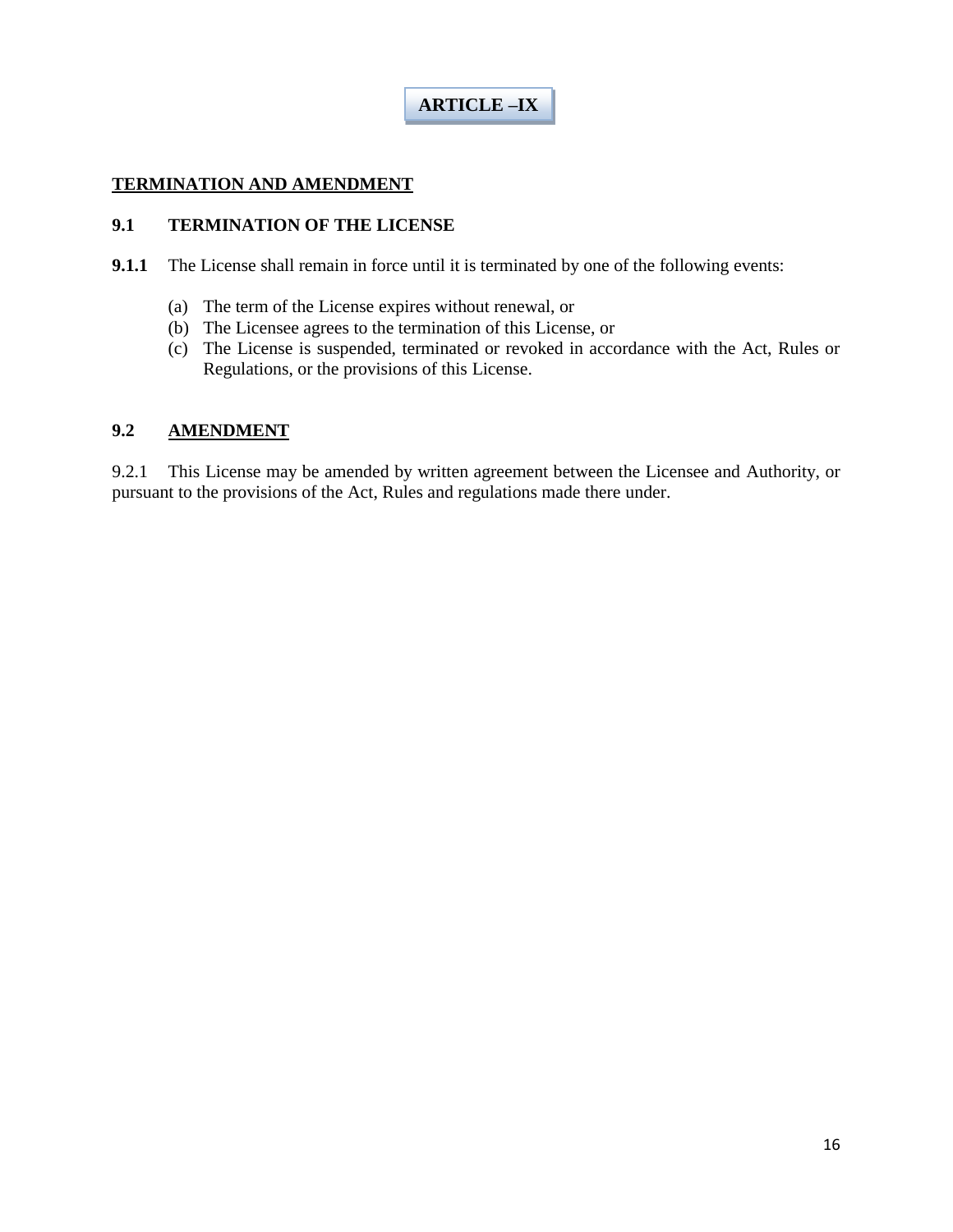# ARTICLE –IX

## TERMINATION AND AMENDMENT

### 9.1 TERMINATION OF THE LICENSE

**9.1.1** The License shall remain in force until it is terminated by one of the following events:

(a) The term of the License expires without renewal, or
(b) The Licensee agrees to the termination of this License, or
(c) The License is suspended, terminated or revoked in accordance with the Act, Rules or Regulations, or the provisions of this License.

### 9.2 AMENDMENT

9.2.1 This License may be amended by written agreement between the Licensee and Authority, or pursuant to the provisions of the Act, Rules and regulations made there under.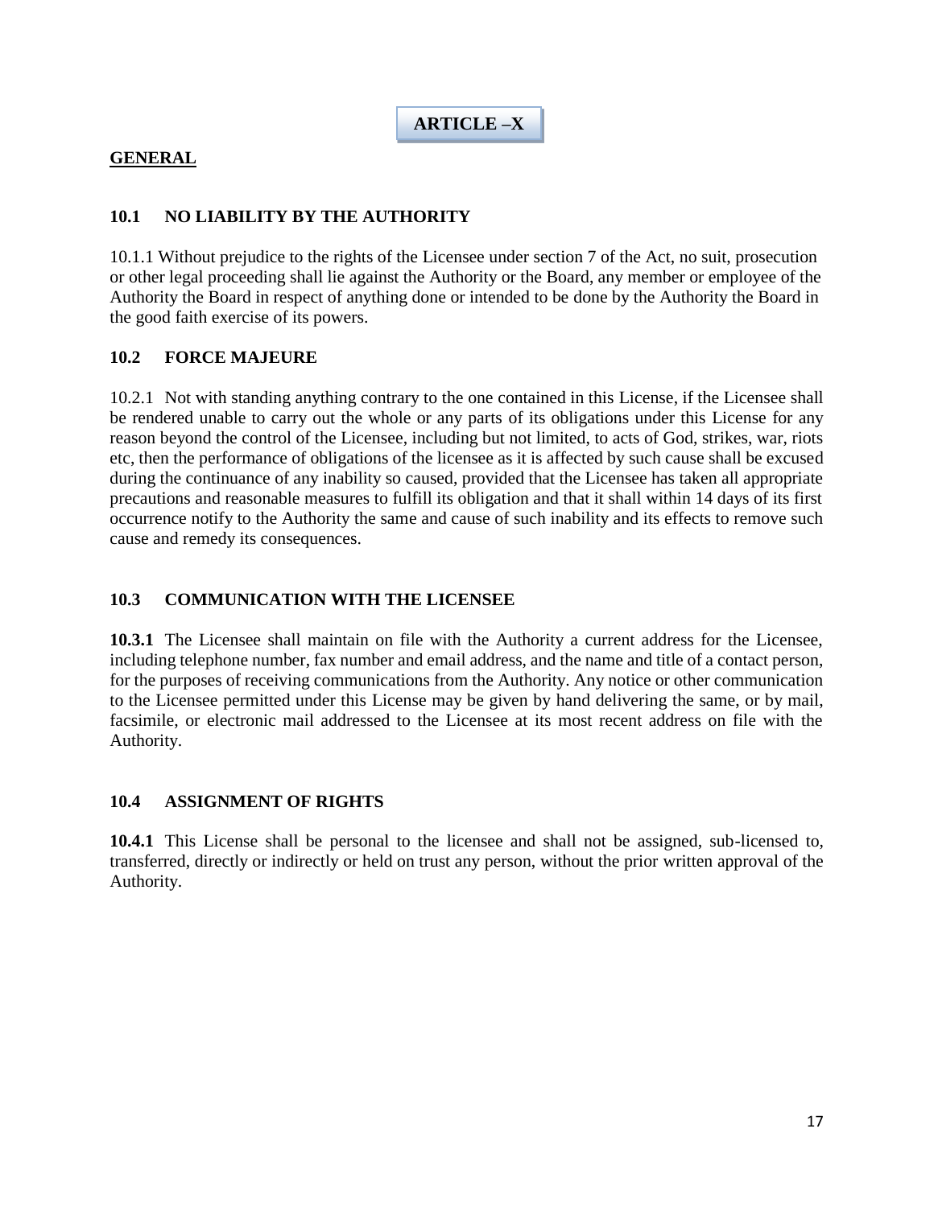# ARTICLE –X

## GENERAL

### 10.1 NO LIABILITY BY THE AUTHORITY

10.1.1 Without prejudice to the rights of the Licensee under section 7 of the Act, no suit, prosecution or other legal proceeding shall lie against the Authority or the Board, any member or employee of the Authority the Board in respect of anything done or intended to be done by the Authority the Board in the good faith exercise of its powers.

### 10.2 FORCE MAJEURE

10.2.1 Not with standing anything contrary to the one contained in this License, if the Licensee shall be rendered unable to carry out the whole or any parts of its obligations under this License for any reason beyond the control of the Licensee, including but not limited, to acts of God, strikes, war, riots etc, then the performance of obligations of the licensee as it is affected by such cause shall be excused during the continuance of any inability so caused, provided that the Licensee has taken all appropriate precautions and reasonable measures to fulfill its obligation and that it shall within 14 days of its first occurrence notify to the Authority the same and cause of such inability and its effects to remove such cause and remedy its consequences.

### 10.3 COMMUNICATION WITH THE LICENSEE

**10.3.1** The Licensee shall maintain on file with the Authority a current address for the Licensee, including telephone number, fax number and email address, and the name and title of a contact person, for the purposes of receiving communications from the Authority. Any notice or other communication to the Licensee permitted under this License may be given by hand delivering the same, or by mail, facsimile, or electronic mail addressed to the Licensee at its most recent address on file with the Authority.

### 10.4 ASSIGNMENT OF RIGHTS

**10.4.1** This License shall be personal to the licensee and shall not be assigned, sub-licensed to, transferred, directly or indirectly or held on trust any person, without the prior written approval of the Authority.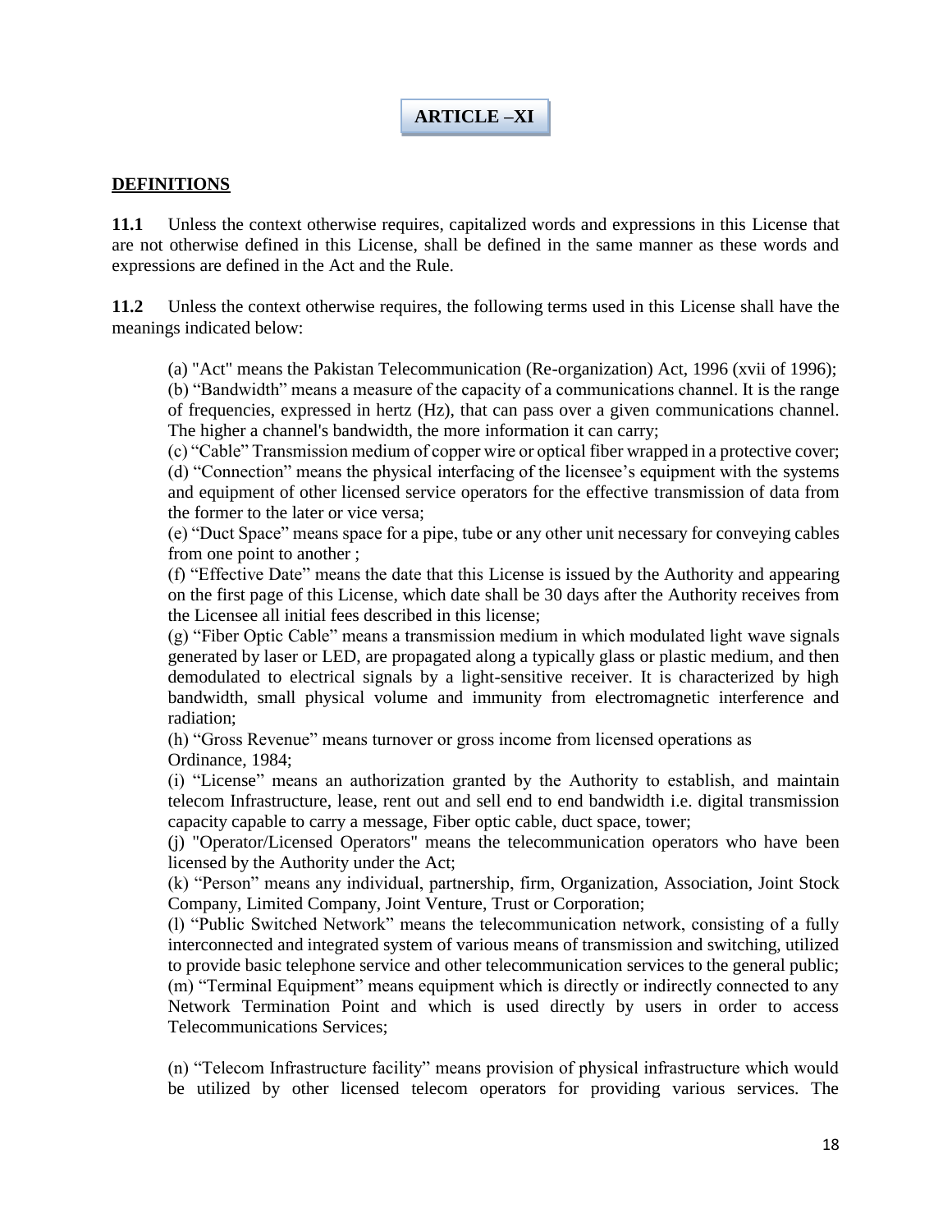# ARTICLE –XI

## DEFINITIONS

**11.1** Unless the context otherwise requires, capitalized words and expressions in this License that are not otherwise defined in this License, shall be defined in the same manner as these words and expressions are defined in the Act and the Rule.

**11.2** Unless the context otherwise requires, the following terms used in this License shall have the meanings indicated below:

(a) "Act" means the Pakistan Telecommunication (Re-organization) Act, 1996 (xvii of 1996);
(b) "Bandwidth" means a measure of the capacity of a communications channel. It is the range of frequencies, expressed in hertz (Hz), that can pass over a given communications channel. The higher a channel's bandwidth, the more information it can carry;
(c) "Cable" Transmission medium of copper wire or optical fiber wrapped in a protective cover;
(d) "Connection" means the physical interfacing of the licensee's equipment with the systems and equipment of other licensed service operators for the effective transmission of data from the former to the later or vice versa;
(e) "Duct Space" means space for a pipe, tube or any other unit necessary for conveying cables from one point to another ;
(f) "Effective Date" means the date that this License is issued by the Authority and appearing on the first page of this License, which date shall be 30 days after the Authority receives from the Licensee all initial fees described in this license;
(g) "Fiber Optic Cable" means a transmission medium in which modulated light wave signals generated by laser or LED, are propagated along a typically glass or plastic medium, and then demodulated to electrical signals by a light-sensitive receiver. It is characterized by high bandwidth, small physical volume and immunity from electromagnetic interference and radiation;
(h) "Gross Revenue" means turnover or gross income from licensed operations as Ordinance, 1984;
(i) "License" means an authorization granted by the Authority to establish, and maintain telecom Infrastructure, lease, rent out and sell end to end bandwidth i.e. digital transmission capacity capable to carry a message, Fiber optic cable, duct space, tower;
(j) "Operator/Licensed Operators" means the telecommunication operators who have been licensed by the Authority under the Act;
(k) "Person" means any individual, partnership, firm, Organization, Association, Joint Stock Company, Limited Company, Joint Venture, Trust or Corporation;
(l) "Public Switched Network" means the telecommunication network, consisting of a fully interconnected and integrated system of various means of transmission and switching, utilized to provide basic telephone service and other telecommunication services to the general public;
(m) "Terminal Equipment" means equipment which is directly or indirectly connected to any Network Termination Point and which is used directly by users in order to access Telecommunications Services;

(n) "Telecom Infrastructure facility" means provision of physical infrastructure which would be utilized by other licensed telecom operators for providing various services. The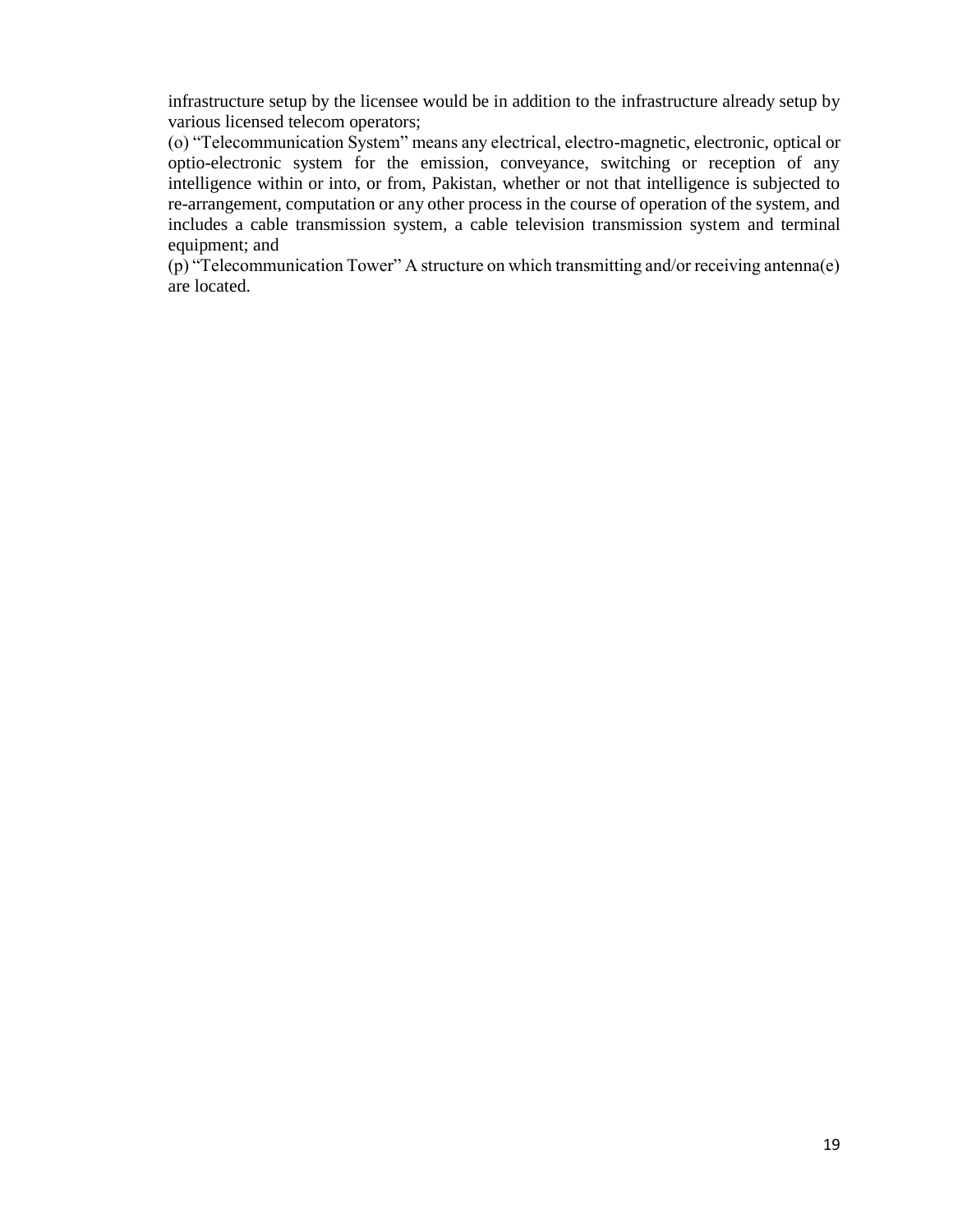infrastructure setup by the licensee would be in addition to the infrastructure already setup by various licensed telecom operators;

(o) "Telecommunication System" means any electrical, electro-magnetic, electronic, optical or optio-electronic system for the emission, conveyance, switching or reception of any intelligence within or into, or from, Pakistan, whether or not that intelligence is subjected to re-arrangement, computation or any other process in the course of operation of the system, and includes a cable transmission system, a cable television transmission system and terminal equipment; and

(p) "Telecommunication Tower" A structure on which transmitting and/or receiving antenna(e) are located.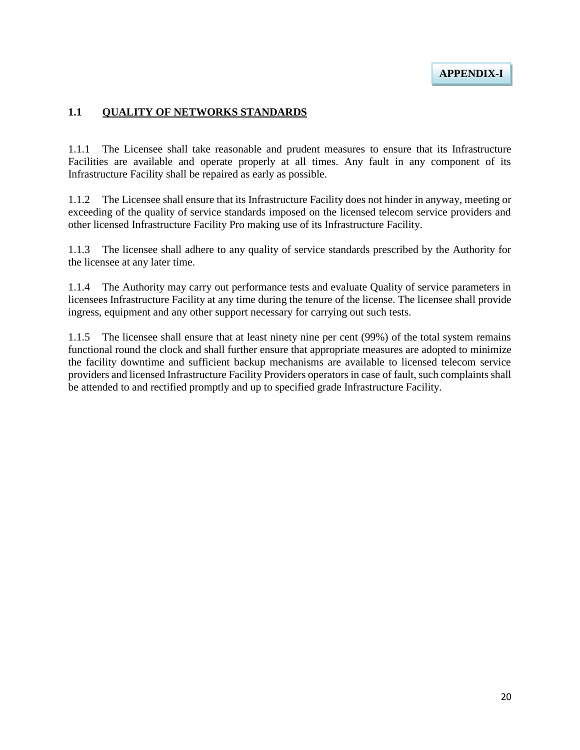**APPENDIX-I**

## 1.1 QUALITY OF NETWORKS STANDARDS

1.1.1 The Licensee shall take reasonable and prudent measures to ensure that its Infrastructure Facilities are available and operate properly at all times. Any fault in any component of its Infrastructure Facility shall be repaired as early as possible.

1.1.2 The Licensee shall ensure that its Infrastructure Facility does not hinder in anyway, meeting or exceeding of the quality of service standards imposed on the licensed telecom service providers and other licensed Infrastructure Facility Pro making use of its Infrastructure Facility.

1.1.3 The licensee shall adhere to any quality of service standards prescribed by the Authority for the licensee at any later time.

1.1.4 The Authority may carry out performance tests and evaluate Quality of service parameters in licensees Infrastructure Facility at any time during the tenure of the license. The licensee shall provide ingress, equipment and any other support necessary for carrying out such tests.

1.1.5 The licensee shall ensure that at least ninety nine per cent (99%) of the total system remains functional round the clock and shall further ensure that appropriate measures are adopted to minimize the facility downtime and sufficient backup mechanisms are available to licensed telecom service providers and licensed Infrastructure Facility Providers operators in case of fault, such complaints shall be attended to and rectified promptly and up to specified grade Infrastructure Facility.